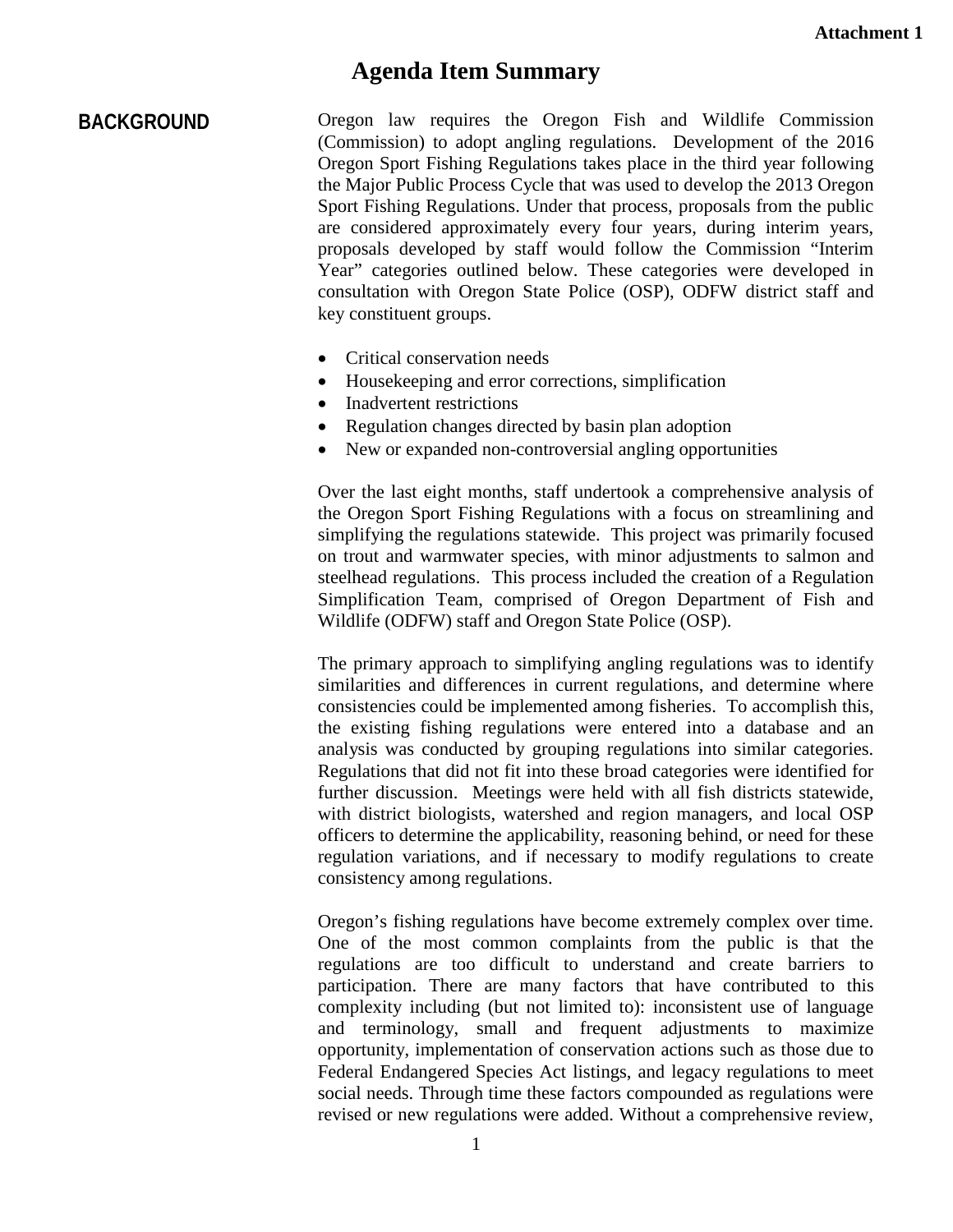Attachment 1

# Agenda Item Summary

## BACKGROUND

Oregon law requires the Oregon Fish and Wildlife Commission (Commission) to adopt angling regulations. Development of the 2016 Oregon Sport Fishing Regulations takes place in the third year following the Major Public Process Cycle that was used to develop the 2013 Oregon Sport Fishing Regulations. Under that process, proposals from the public are considered approximately every four years, during interim years, proposals developed by staff would follow the Commission "Interim Year" categories outlined below. These categories were developed in consultation with Oregon State Police (OSP), ODFW district staff and key constituent groups.

- Critical conservation needs
- Housekeeping and error corrections, simplification
- Inadvertent restrictions
- Regulation changes directed by basin plan adoption
- New or expanded non-controversial angling opportunities

Over the last eight months, staff undertook a comprehensive analysis of the Oregon Sport Fishing Regulations with a focus on streamlining and simplifying the regulations statewide. This project was primarily focused on trout and warmwater species, with minor adjustments to salmon and steelhead regulations. This process included the creation of a Regulation Simplification Team, comprised of Oregon Department of Fish and Wildlife (ODFW) staff and Oregon State Police (OSP).

The primary approach to simplifying angling regulations was to identify similarities and differences in current regulations, and determine where consistencies could be implemented among fisheries. To accomplish this, the existing fishing regulations were entered into a database and an analysis was conducted by grouping regulations into similar categories. Regulations that did not fit into these broad categories were identified for further discussion. Meetings were held with all fish districts statewide, with district biologists, watershed and region managers, and local OSP officers to determine the applicability, reasoning behind, or need for these regulation variations, and if necessary to modify regulations to create consistency among regulations.

Oregon's fishing regulations have become extremely complex over time. One of the most common complaints from the public is that the regulations are too difficult to understand and create barriers to participation. There are many factors that have contributed to this complexity including (but not limited to): inconsistent use of language and terminology, small and frequent adjustments to maximize opportunity, implementation of conservation actions such as those due to Federal Endangered Species Act listings, and legacy regulations to meet social needs. Through time these factors compounded as regulations were revised or new regulations were added. Without a comprehensive review,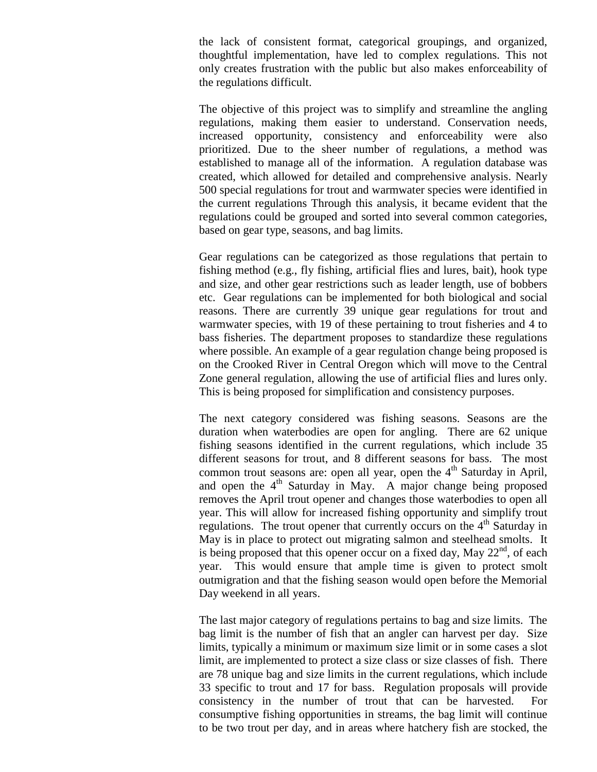the lack of consistent format, categorical groupings, and organized, thoughtful implementation, have led to complex regulations. This not only creates frustration with the public but also makes enforceability of the regulations difficult.

The objective of this project was to simplify and streamline the angling regulations, making them easier to understand. Conservation needs, increased opportunity, consistency and enforceability were also prioritized. Due to the sheer number of regulations, a method was established to manage all of the information. A regulation database was created, which allowed for detailed and comprehensive analysis. Nearly 500 special regulations for trout and warmwater species were identified in the current regulations Through this analysis, it became evident that the regulations could be grouped and sorted into several common categories, based on gear type, seasons, and bag limits.

Gear regulations can be categorized as those regulations that pertain to fishing method (e.g., fly fishing, artificial flies and lures, bait), hook type and size, and other gear restrictions such as leader length, use of bobbers etc. Gear regulations can be implemented for both biological and social reasons. There are currently 39 unique gear regulations for trout and warmwater species, with 19 of these pertaining to trout fisheries and 4 to bass fisheries. The department proposes to standardize these regulations where possible. An example of a gear regulation change being proposed is on the Crooked River in Central Oregon which will move to the Central Zone general regulation, allowing the use of artificial flies and lures only. This is being proposed for simplification and consistency purposes.

The next category considered was fishing seasons. Seasons are the duration when waterbodies are open for angling. There are 62 unique fishing seasons identified in the current regulations, which include 35 different seasons for trout, and 8 different seasons for bass. The most common trout seasons are: open all year, open the 4th Saturday in April, and open the 4th Saturday in May. A major change being proposed removes the April trout opener and changes those waterbodies to open all year. This will allow for increased fishing opportunity and simplify trout regulations. The trout opener that currently occurs on the 4th Saturday in May is in place to protect out migrating salmon and steelhead smolts. It is being proposed that this opener occur on a fixed day, May 22nd, of each year. This would ensure that ample time is given to protect smolt outmigration and that the fishing season would open before the Memorial Day weekend in all years.

The last major category of regulations pertains to bag and size limits. The bag limit is the number of fish that an angler can harvest per day. Size limits, typically a minimum or maximum size limit or in some cases a slot limit, are implemented to protect a size class or size classes of fish. There are 78 unique bag and size limits in the current regulations, which include 33 specific to trout and 17 for bass. Regulation proposals will provide consistency in the number of trout that can be harvested. For consumptive fishing opportunities in streams, the bag limit will continue to be two trout per day, and in areas where hatchery fish are stocked, the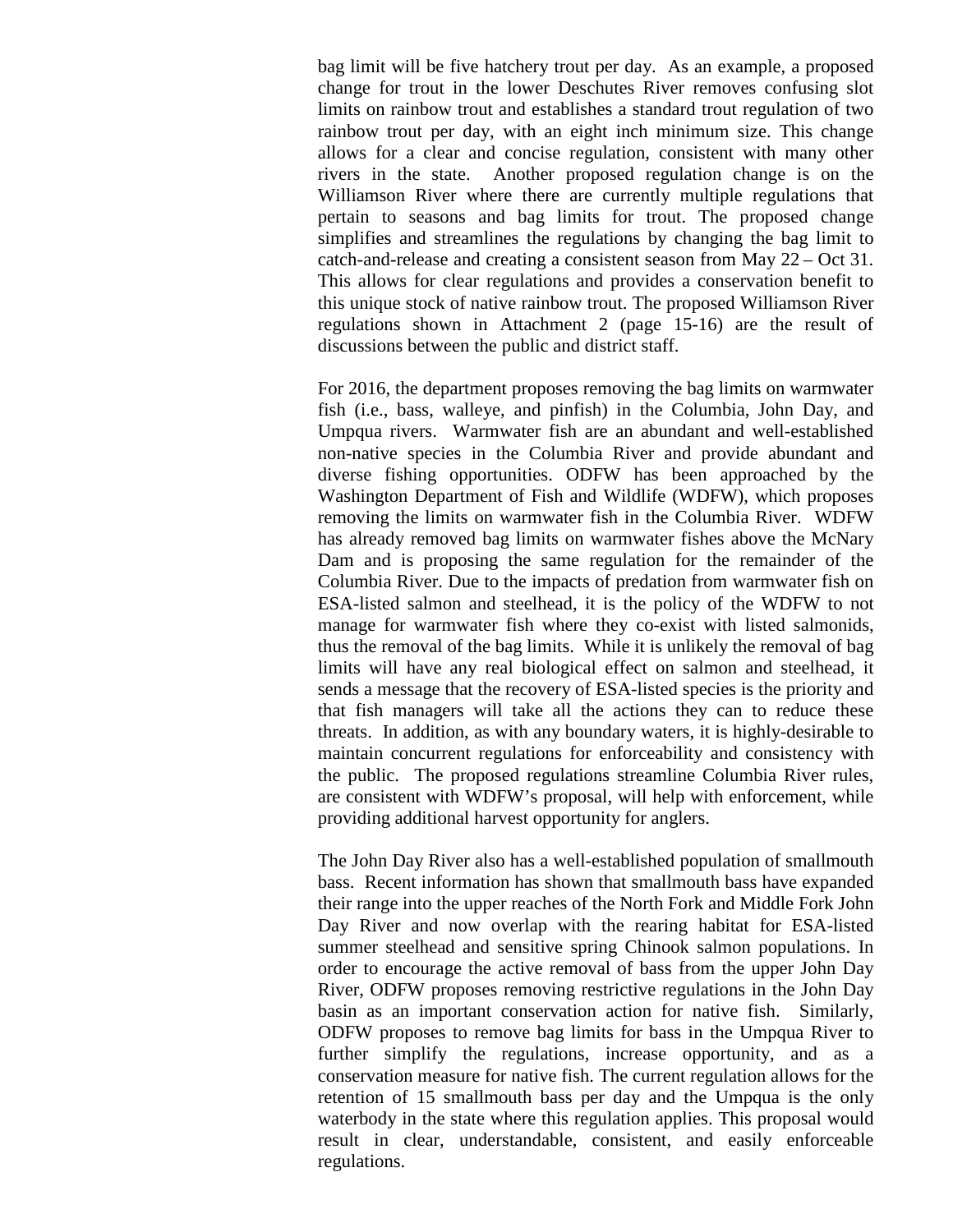bag limit will be five hatchery trout per day. As an example, a proposed change for trout in the lower Deschutes River removes confusing slot limits on rainbow trout and establishes a standard trout regulation of two rainbow trout per day, with an eight inch minimum size. This change allows for a clear and concise regulation, consistent with many other rivers in the state. Another proposed regulation change is on the Williamson River where there are currently multiple regulations that pertain to seasons and bag limits for trout. The proposed change simplifies and streamlines the regulations by changing the bag limit to catch-and-release and creating a consistent season from May 22 – Oct 31. This allows for clear regulations and provides a conservation benefit to this unique stock of native rainbow trout. The proposed Williamson River regulations shown in Attachment 2 (page 15-16) are the result of discussions between the public and district staff.

For 2016, the department proposes removing the bag limits on warmwater fish (i.e., bass, walleye, and pinfish) in the Columbia, John Day, and Umpqua rivers. Warmwater fish are an abundant and well-established non-native species in the Columbia River and provide abundant and diverse fishing opportunities. ODFW has been approached by the Washington Department of Fish and Wildlife (WDFW), which proposes removing the limits on warmwater fish in the Columbia River. WDFW has already removed bag limits on warmwater fishes above the McNary Dam and is proposing the same regulation for the remainder of the Columbia River. Due to the impacts of predation from warmwater fish on ESA-listed salmon and steelhead, it is the policy of the WDFW to not manage for warmwater fish where they co-exist with listed salmonids, thus the removal of the bag limits. While it is unlikely the removal of bag limits will have any real biological effect on salmon and steelhead, it sends a message that the recovery of ESA-listed species is the priority and that fish managers will take all the actions they can to reduce these threats. In addition, as with any boundary waters, it is highly-desirable to maintain concurrent regulations for enforceability and consistency with the public. The proposed regulations streamline Columbia River rules, are consistent with WDFW's proposal, will help with enforcement, while providing additional harvest opportunity for anglers.

The John Day River also has a well-established population of smallmouth bass. Recent information has shown that smallmouth bass have expanded their range into the upper reaches of the North Fork and Middle Fork John Day River and now overlap with the rearing habitat for ESA-listed summer steelhead and sensitive spring Chinook salmon populations. In order to encourage the active removal of bass from the upper John Day River, ODFW proposes removing restrictive regulations in the John Day basin as an important conservation action for native fish. Similarly, ODFW proposes to remove bag limits for bass in the Umpqua River to further simplify the regulations, increase opportunity, and as a conservation measure for native fish. The current regulation allows for the retention of 15 smallmouth bass per day and the Umpqua is the only waterbody in the state where this regulation applies. This proposal would result in clear, understandable, consistent, and easily enforceable regulations.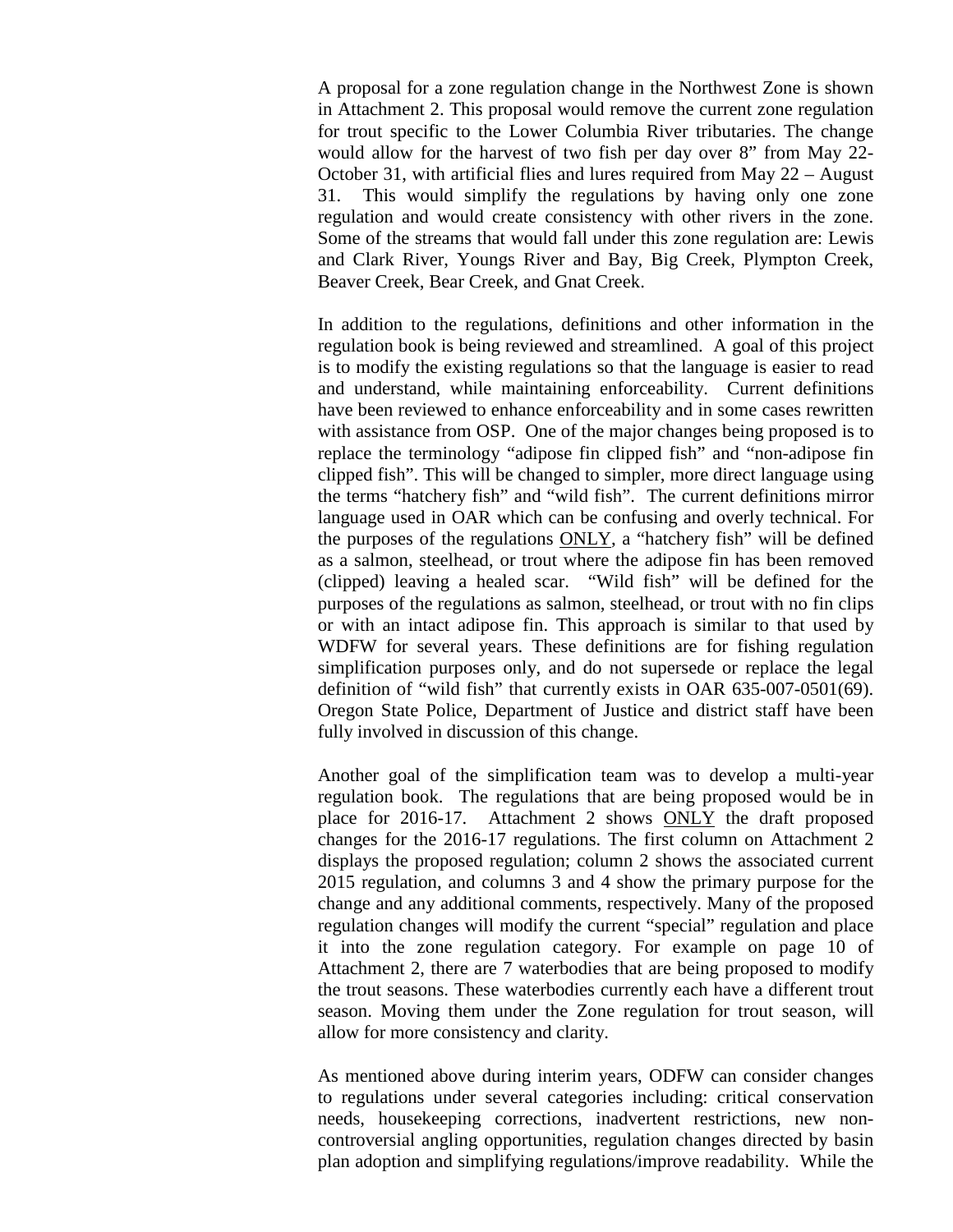A proposal for a zone regulation change in the Northwest Zone is shown in Attachment 2. This proposal would remove the current zone regulation for trout specific to the Lower Columbia River tributaries. The change would allow for the harvest of two fish per day over 8" from May 22-October 31, with artificial flies and lures required from May 22 – August 31. This would simplify the regulations by having only one zone regulation and would create consistency with other rivers in the zone. Some of the streams that would fall under this zone regulation are: Lewis and Clark River, Youngs River and Bay, Big Creek, Plympton Creek, Beaver Creek, Bear Creek, and Gnat Creek.

In addition to the regulations, definitions and other information in the regulation book is being reviewed and streamlined. A goal of this project is to modify the existing regulations so that the language is easier to read and understand, while maintaining enforceability. Current definitions have been reviewed to enhance enforceability and in some cases rewritten with assistance from OSP. One of the major changes being proposed is to replace the terminology "adipose fin clipped fish" and "non-adipose fin clipped fish". This will be changed to simpler, more direct language using the terms "hatchery fish" and "wild fish". The current definitions mirror language used in OAR which can be confusing and overly technical. For the purposes of the regulations <u>ONLY</u>, a "hatchery fish" will be defined as a salmon, steelhead, or trout where the adipose fin has been removed (clipped) leaving a healed scar. "Wild fish" will be defined for the purposes of the regulations as salmon, steelhead, or trout with no fin clips or with an intact adipose fin. This approach is similar to that used by WDFW for several years. These definitions are for fishing regulation simplification purposes only, and do not supersede or replace the legal definition of "wild fish" that currently exists in OAR 635-007-0501(69). Oregon State Police, Department of Justice and district staff have been fully involved in discussion of this change.

Another goal of the simplification team was to develop a multi-year regulation book. The regulations that are being proposed would be in place for 2016-17. Attachment 2 shows <u>ONLY</u> the draft proposed changes for the 2016-17 regulations. The first column on Attachment 2 displays the proposed regulation; column 2 shows the associated current 2015 regulation, and columns 3 and 4 show the primary purpose for the change and any additional comments, respectively. Many of the proposed regulation changes will modify the current "special" regulation and place it into the zone regulation category. For example on page 10 of Attachment 2, there are 7 waterbodies that are being proposed to modify the trout seasons. These waterbodies currently each have a different trout season. Moving them under the Zone regulation for trout season, will allow for more consistency and clarity.

As mentioned above during interim years, ODFW can consider changes to regulations under several categories including: critical conservation needs, housekeeping corrections, inadvertent restrictions, new non-controversial angling opportunities, regulation changes directed by basin plan adoption and simplifying regulations/improve readability. While the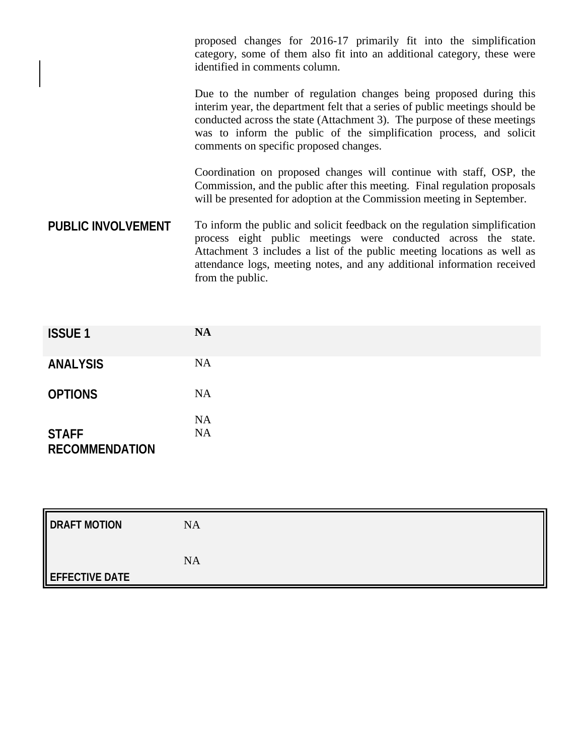proposed changes for 2016-17 primarily fit into the simplification category, some of them also fit into an additional category, these were identified in comments column.

Due to the number of regulation changes being proposed during this interim year, the department felt that a series of public meetings should be conducted across the state (Attachment 3). The purpose of these meetings was to inform the public of the simplification process, and solicit comments on specific proposed changes.

Coordination on proposed changes will continue with staff, OSP, the Commission, and the public after this meeting. Final regulation proposals will be presented for adoption at the Commission meeting in September.

**PUBLIC INVOLVEMENT**

To inform the public and solicit feedback on the regulation simplification process eight public meetings were conducted across the state. Attachment 3 includes a list of the public meeting locations as well as attendance logs, meeting notes, and any additional information received from the public.

| | |
|---|---|
| **ISSUE 1** | **NA** |
| **ANALYSIS** | NA |
| **OPTIONS** | NA |
| **STAFF RECOMMENDATION** | NA<br>NA |

| | |
|---|---|
| **DRAFT MOTION** | NA |
| **EFFECTIVE DATE** | NA |